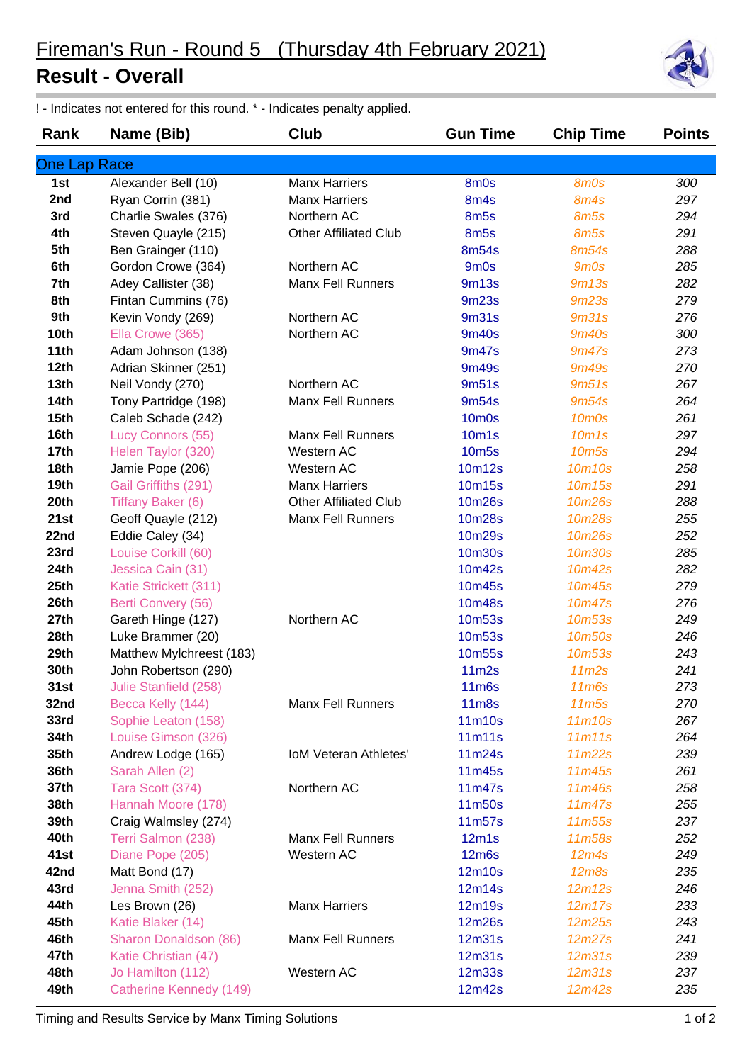# Fireman's Run - Round 5 (Thursday 4th February 2021)

## Result - Overall

! - Indicates not entered for this round. * - Indicates penalty applied.

| Rank | Name (Bib) | Club | Gun Time | Chip Time | Points |
|---|---|---|---|---|---|
| **One Lap Race** | | | | | |
| 1st | Alexander Bell (10) | Manx Harriers | 8m0s | 8m0s | 300 |
| 2nd | Ryan Corrin (381) | Manx Harriers | 8m4s | 8m4s | 297 |
| 3rd | Charlie Swales (376) | Northern AC | 8m5s | 8m5s | 294 |
| 4th | Steven Quayle (215) | Other Affiliated Club | 8m5s | 8m5s | 291 |
| 5th | Ben Grainger (110) | | 8m54s | 8m54s | 288 |
| 6th | Gordon Crowe (364) | Northern AC | 9m0s | 9m0s | 285 |
| 7th | Adey Callister (38) | Manx Fell Runners | 9m13s | 9m13s | 282 |
| 8th | Fintan Cummins (76) | | 9m23s | 9m23s | 279 |
| 9th | Kevin Vondy (269) | Northern AC | 9m31s | 9m31s | 276 |
| 10th | Ella Crowe (365) | Northern AC | 9m40s | 9m40s | 300 |
| 11th | Adam Johnson (138) | | 9m47s | 9m47s | 273 |
| 12th | Adrian Skinner (251) | | 9m49s | 9m49s | 270 |
| 13th | Neil Vondy (270) | Northern AC | 9m51s | 9m51s | 267 |
| 14th | Tony Partridge (198) | Manx Fell Runners | 9m54s | 9m54s | 264 |
| 15th | Caleb Schade (242) | | 10m0s | 10m0s | 261 |
| 16th | Lucy Connors (55) | Manx Fell Runners | 10m1s | 10m1s | 297 |
| 17th | Helen Taylor (320) | Western AC | 10m5s | 10m5s | 294 |
| 18th | Jamie Pope (206) | Western AC | 10m12s | 10m10s | 258 |
| 19th | Gail Griffiths (291) | Manx Harriers | 10m15s | 10m15s | 291 |
| 20th | Tiffany Baker (6) | Other Affiliated Club | 10m26s | 10m26s | 288 |
| 21st | Geoff Quayle (212) | Manx Fell Runners | 10m28s | 10m28s | 255 |
| 22nd | Eddie Caley (34) | | 10m29s | 10m26s | 252 |
| 23rd | Louise Corkill (60) | | 10m30s | 10m30s | 285 |
| 24th | Jessica Cain (31) | | 10m42s | 10m42s | 282 |
| 25th | Katie Strickett (311) | | 10m45s | 10m45s | 279 |
| 26th | Berti Convery (56) | | 10m48s | 10m47s | 276 |
| 27th | Gareth Hinge (127) | Northern AC | 10m53s | 10m53s | 249 |
| 28th | Luke Brammer (20) | | 10m53s | 10m50s | 246 |
| 29th | Matthew Mylchreest (183) | | 10m55s | 10m53s | 243 |
| 30th | John Robertson (290) | | 11m2s | 11m2s | 241 |
| 31st | Julie Stanfield (258) | | 11m6s | 11m6s | 273 |
| 32nd | Becca Kelly (144) | Manx Fell Runners | 11m8s | 11m5s | 270 |
| 33rd | Sophie Leaton (158) | | 11m10s | 11m10s | 267 |
| 34th | Louise Gimson (326) | | 11m11s | 11m11s | 264 |
| 35th | Andrew Lodge (165) | IoM Veteran Athletes' | 11m24s | 11m22s | 239 |
| 36th | Sarah Allen (2) | | 11m45s | 11m45s | 261 |
| 37th | Tara Scott (374) | Northern AC | 11m47s | 11m46s | 258 |
| 38th | Hannah Moore (178) | | 11m50s | 11m47s | 255 |
| 39th | Craig Walmsley (274) | | 11m57s | 11m55s | 237 |
| 40th | Terri Salmon (238) | Manx Fell Runners | 12m1s | 11m58s | 252 |
| 41st | Diane Pope (205) | Western AC | 12m6s | 12m4s | 249 |
| 42nd | Matt Bond (17) | | 12m10s | 12m8s | 235 |
| 43rd | Jenna Smith (252) | | 12m14s | 12m12s | 246 |
| 44th | Les Brown (26) | Manx Harriers | 12m19s | 12m17s | 233 |
| 45th | Katie Blaker (14) | | 12m26s | 12m25s | 243 |
| 46th | Sharon Donaldson (86) | Manx Fell Runners | 12m31s | 12m27s | 241 |
| 47th | Katie Christian (47) | | 12m31s | 12m31s | 239 |
| 48th | Jo Hamilton (112) | Western AC | 12m33s | 12m31s | 237 |
| 49th | Catherine Kennedy (149) | | 12m42s | 12m42s | 235 |

Timing and Results Service by Manx Timing Solutions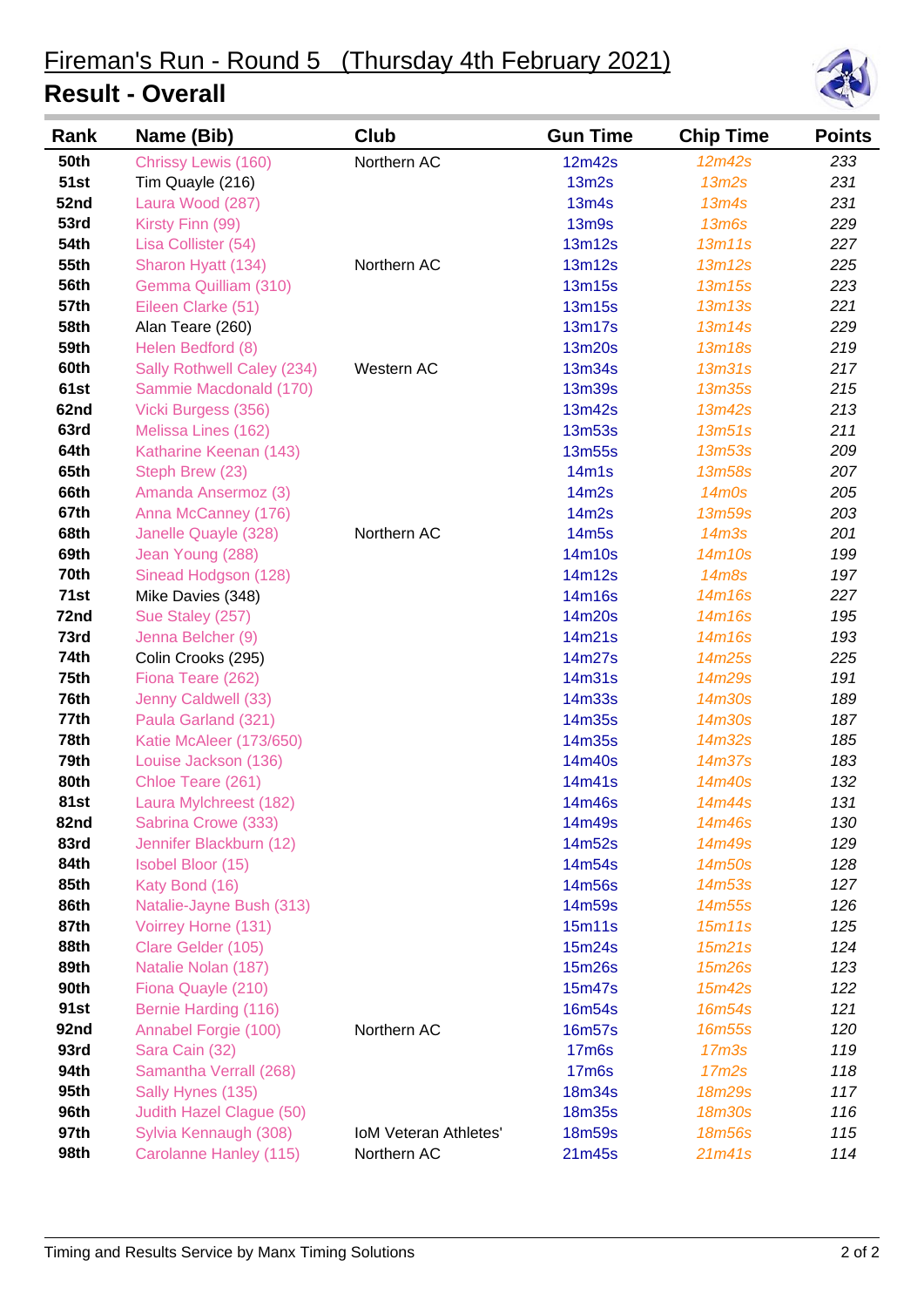# Fireman's Run - Round 5 (Thursday 4th February 2021)

## Result - Overall

| Rank | Name (Bib) | Club | Gun Time | Chip Time | Points |
|---|---|---|---|---|---|
| 50th | Chrissy Lewis (160) | Northern AC | 12m42s | 12m42s | 233 |
| 51st | Tim Quayle (216) | | 13m2s | 13m2s | 231 |
| 52nd | Laura Wood (287) | | 13m4s | 13m4s | 231 |
| 53rd | Kirsty Finn (99) | | 13m9s | 13m6s | 229 |
| 54th | Lisa Collister (54) | | 13m12s | 13m11s | 227 |
| 55th | Sharon Hyatt (134) | Northern AC | 13m12s | 13m12s | 225 |
| 56th | Gemma Quilliam (310) | | 13m15s | 13m15s | 223 |
| 57th | Eileen Clarke (51) | | 13m15s | 13m13s | 221 |
| 58th | Alan Teare (260) | | 13m17s | 13m14s | 229 |
| 59th | Helen Bedford (8) | | 13m20s | 13m18s | 219 |
| 60th | Sally Rothwell Caley (234) | Western AC | 13m34s | 13m31s | 217 |
| 61st | Sammie Macdonald (170) | | 13m39s | 13m35s | 215 |
| 62nd | Vicki Burgess (356) | | 13m42s | 13m42s | 213 |
| 63rd | Melissa Lines (162) | | 13m53s | 13m51s | 211 |
| 64th | Katharine Keenan (143) | | 13m55s | 13m53s | 209 |
| 65th | Steph Brew (23) | | 14m1s | 13m58s | 207 |
| 66th | Amanda Ansermoz (3) | | 14m2s | 14m0s | 205 |
| 67th | Anna McCanney (176) | | 14m2s | 13m59s | 203 |
| 68th | Janelle Quayle (328) | Northern AC | 14m5s | 14m3s | 201 |
| 69th | Jean Young (288) | | 14m10s | 14m10s | 199 |
| 70th | Sinead Hodgson (128) | | 14m12s | 14m8s | 197 |
| 71st | Mike Davies (348) | | 14m16s | 14m16s | 227 |
| 72nd | Sue Staley (257) | | 14m20s | 14m16s | 195 |
| 73rd | Jenna Belcher (9) | | 14m21s | 14m16s | 193 |
| 74th | Colin Crooks (295) | | 14m27s | 14m25s | 225 |
| 75th | Fiona Teare (262) | | 14m31s | 14m29s | 191 |
| 76th | Jenny Caldwell (33) | | 14m33s | 14m30s | 189 |
| 77th | Paula Garland (321) | | 14m35s | 14m30s | 187 |
| 78th | Katie McAleer (173/650) | | 14m35s | 14m32s | 185 |
| 79th | Louise Jackson (136) | | 14m40s | 14m37s | 183 |
| 80th | Chloe Teare (261) | | 14m41s | 14m40s | 132 |
| 81st | Laura Mylchreest (182) | | 14m46s | 14m44s | 131 |
| 82nd | Sabrina Crowe (333) | | 14m49s | 14m46s | 130 |
| 83rd | Jennifer Blackburn (12) | | 14m52s | 14m49s | 129 |
| 84th | Isobel Bloor (15) | | 14m54s | 14m50s | 128 |
| 85th | Katy Bond (16) | | 14m56s | 14m53s | 127 |
| 86th | Natalie-Jayne Bush (313) | | 14m59s | 14m55s | 126 |
| 87th | Voirrey Horne (131) | | 15m11s | 15m11s | 125 |
| 88th | Clare Gelder (105) | | 15m24s | 15m21s | 124 |
| 89th | Natalie Nolan (187) | | 15m26s | 15m26s | 123 |
| 90th | Fiona Quayle (210) | | 15m47s | 15m42s | 122 |
| 91st | Bernie Harding (116) | | 16m54s | 16m54s | 121 |
| 92nd | Annabel Forgie (100) | Northern AC | 16m57s | 16m55s | 120 |
| 93rd | Sara Cain (32) | | 17m6s | 17m3s | 119 |
| 94th | Samantha Verrall (268) | | 17m6s | 17m2s | 118 |
| 95th | Sally Hynes (135) | | 18m34s | 18m29s | 117 |
| 96th | Judith Hazel Clague (50) | | 18m35s | 18m30s | 116 |
| 97th | Sylvia Kennaugh (308) | IoM Veteran Athletes' | 18m59s | 18m56s | 115 |
| 98th | Carolanne Hanley (115) | Northern AC | 21m45s | 21m41s | 114 |

Timing and Results Service by Manx Timing Solutions